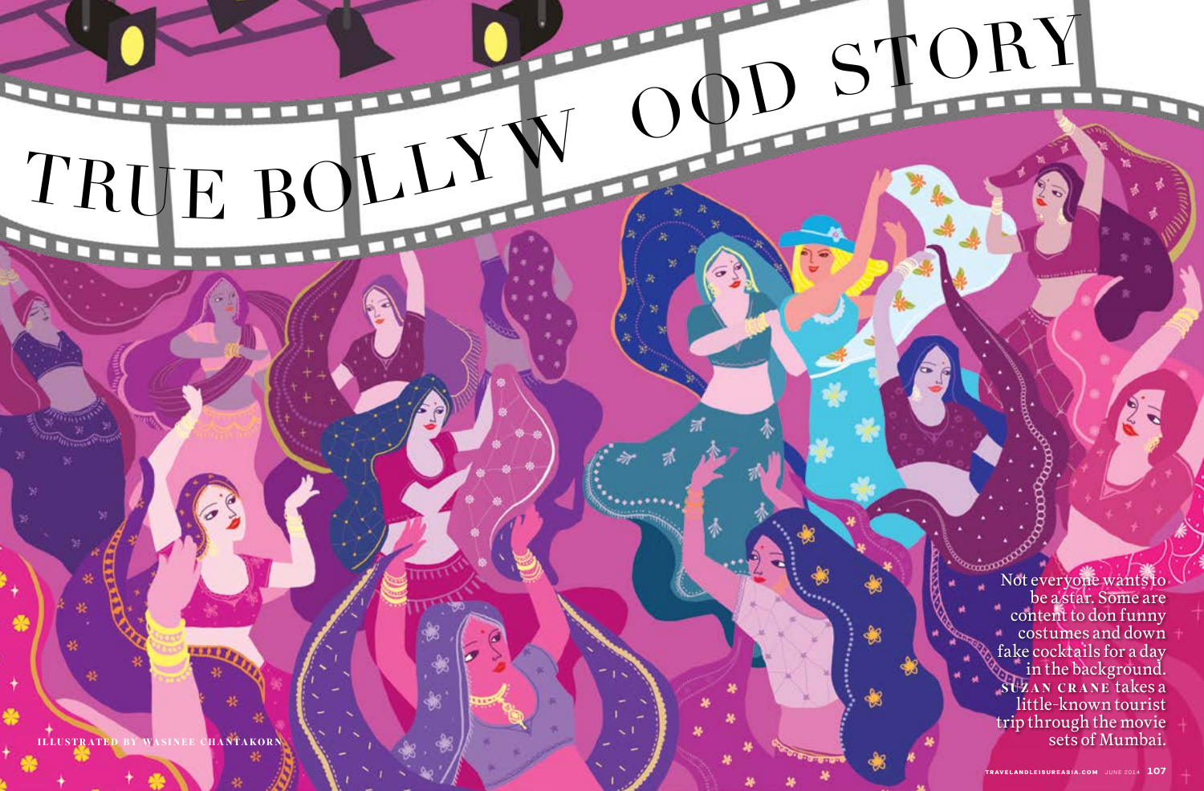# TRUE BOLLYWOOD STORY

Not everyone wants to be a star. Some are content to don funny costumes and down fake cocktails for a day in the background. **SUZAN CRANE** takes a little-known tourist trip through the movie sets of Mumbai.

ILLUSTRATED BY WASINEE CHANTAKORN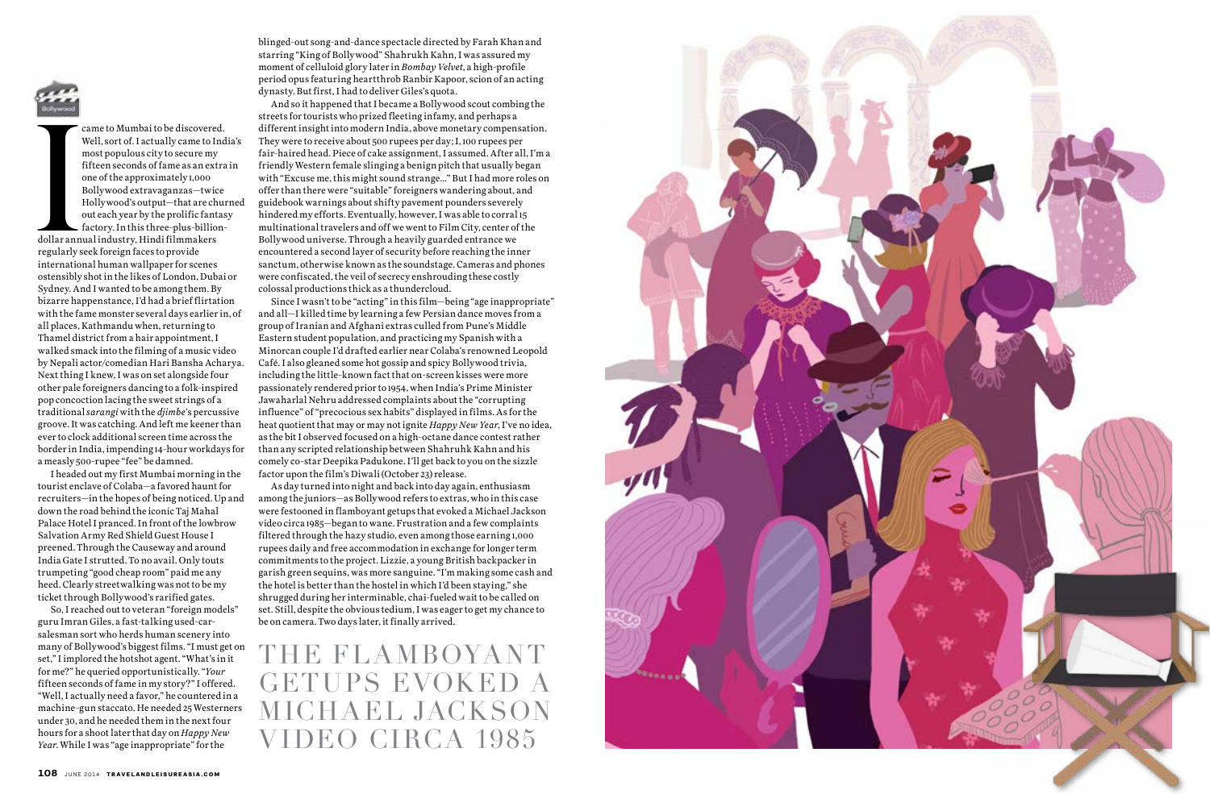I came to Mumbai to be discovered. Well, sort of. I actually came to India's most populous city to secure my fifteen seconds of fame as an extra in one of the approximately 1,000 Bollywood extravaganzas—twice Hollywood's output—that are churned out each year by the prolific fantasy factory. In this three-plus-billion-dollar annual industry, Hindi filmmakers regularly seek foreign faces to provide international human wallpaper for scenes ostensibly shot in the likes of London, Dubai or Sydney. And I wanted to be among them. By bizarre happenstance, I'd had a brief flirtation with the fame monster several days earlier in, of all places, Kathmandu when, returning to Thamel district from a hair appointment, I walked smack into the filming of a music video by Nepali actor/comedian Hari Bansha Acharya. Next thing I knew, I was on set alongside four other pale foreigners dancing to a folk-inspired pop concoction lacing the sweet strings of a traditional *sarangi* with the *djimbe*'s percussive groove. It was catching. And left me keener than ever to clock additional screen time across the border in India, impending 14-hour workdays for a measly 500-rupee "fee" be damned.

I headed out my first Mumbai morning in the tourist enclave of Colaba—a favored haunt for recruiters—in the hopes of being noticed. Up and down the road behind the iconic Taj Mahal Palace Hotel I pranced. In front of the lowbrow Salvation Army Red Shield Guest House I preened. Through the Causeway and around India Gate I strutted. To no avail. Only touts trumpeting "good cheap room" paid me any heed. Clearly streetwalking was not to be my ticket through Bollywood's rarified gates.

So, I reached out to veteran "foreign models" guru Imran Giles, a fast-talking used-car-salesman sort who herds human scenery into many of Bollywood's biggest films. "I must get on set," I implored the hotshot agent. "What's in it for me?" he queried opportunistically. "*Your* fifteen seconds of fame in my story?" I offered. "Well, I actually need a favor," he countered in a machine-gun staccato. He needed 25 Westerners under 30, and he needed them in the next four hours for a shoot later that day on *Happy New Year*. While I was "age inappropriate" for the blinged-out song-and-dance spectacle directed by Farah Khan and starring "King of Bollywood" Shahrukh Kahn, I was assured my moment of celluloid glory later in *Bombay Velvet*, a high-profile period opus featuring heartthrob Ranbir Kapoor, scion of an acting dynasty. But first, I had to deliver Giles's quota.

And so it happened that I became a Bollywood scout combing the streets for tourists who prized fleeting infamy, and perhaps a different insight into modern India, above monetary compensation. They were to receive about 500 rupees per day; I, 100 rupees per fair-haired head. Piece of cake assignment, I assumed. After all, I'm a friendly Western female slinging a benign pitch that usually began with "Excuse me, this might sound strange..." But I had more roles on offer than there were "suitable" foreigners wandering about, and guidebook warnings about shifty pavement pounders severely hindered my efforts. Eventually, however, I was able to corral 15 multinational travelers and off we went to Film City, center of the Bollywood universe. Through a heavily guarded entrance we encountered a second layer of security before reaching the inner sanctum, otherwise known as the soundstage. Cameras and phones were confiscated, the veil of secrecy enshrouding these costly colossal productions thick as a thundercloud.

Since I wasn't to be "acting" in this film—being "age inappropriate" and all—I killed time by learning a few Persian dance moves from a group of Iranian and Afghani extras culled from Pune's Middle Eastern student population, and practicing my Spanish with a Minorcan couple I'd drafted earlier near Colaba's renowned Leopold Café. I also gleaned some hot gossip and spicy Bollywood trivia, including the little-known fact that on-screen kisses were more passionately rendered prior to 1954, when India's Prime Minister Jawaharlal Nehru addressed complaints about the "corrupting influence" of "precocious sex habits" displayed in films. As for the heat quotient that may or may not ignite *Happy New Year*, I've no idea, as the bit I observed focused on a high-octane dance contest rather than any scripted relationship between Shahruhk Kahn and his comely co-star Deepika Padukone. I'll get back to you on the sizzle factor upon the film's Diwali (October 23) release.

As day turned into night and back into day again, enthusiasm among the juniors—as Bollywood refers to extras, who in this case were festooned in flamboyant getups that evoked a Michael Jackson video circa 1985—began to wane. Frustration and a few complaints filtered through the hazy studio, even among those earning 1,000 rupees daily and free accommodation in exchange for longer term commitments to the project. Lizzie, a young British backpacker in garish green sequins, was more sanguine. "I'm making some cash and the hotel is better than the hostel in which I'd been staying," she shrugged during her interminable, chai-fueled wait to be called on set. Still, despite the obvious tedium, I was eager to get my chance to be on camera. Two days later, it finally arrived.

## THE FLAMBOYANT GETUPS EVOKED A MICHAEL JACKSON VIDEO CIRCA 1985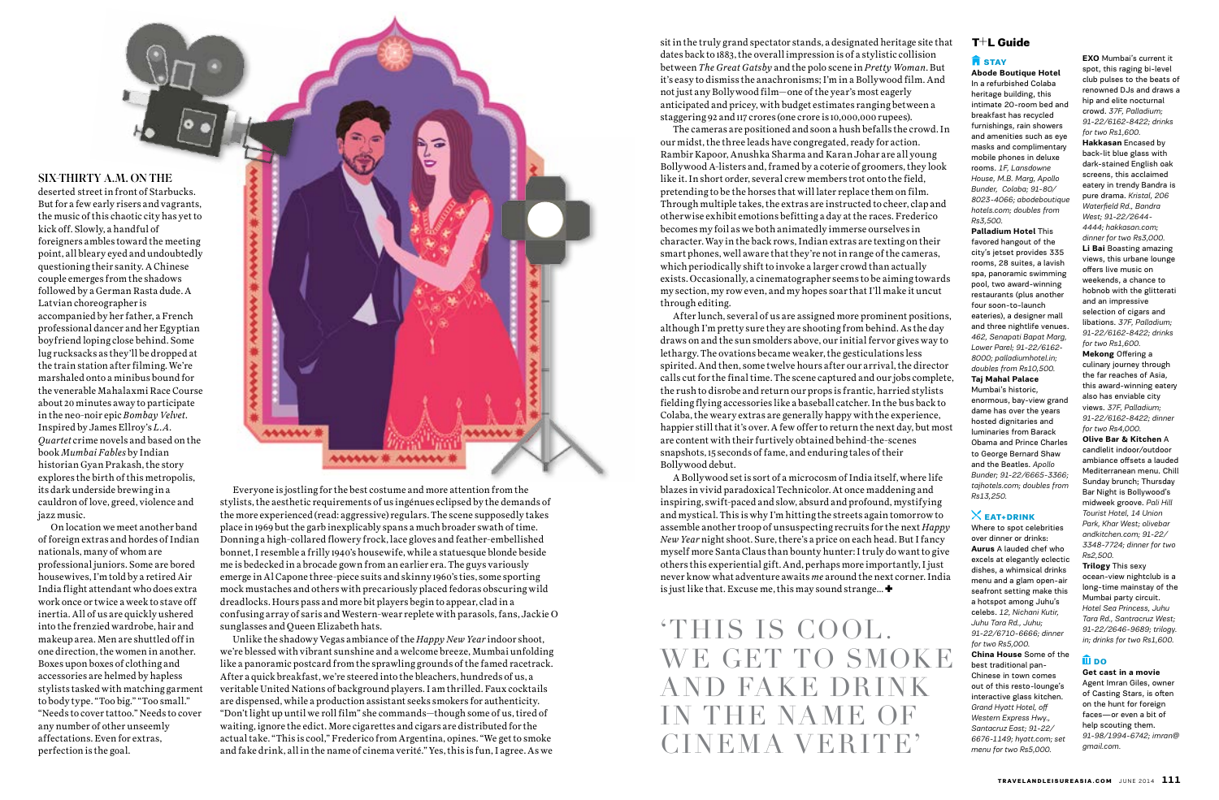SIX-THIRTY A.M. ON THE deserted street in front of Starbucks. But for a few early risers and vagrants, the music of this chaotic city has yet to kick off. Slowly, a handful of foreigners ambles toward the meeting point, all bleary eyed and undoubtedly questioning their sanity. A Chinese couple emerges from the shadows followed by a German Rasta dude. A Latvian choreographer is accompanied by her father, a French professional dancer and her Egyptian boyfriend loping close behind. Some lug rucksacks as they'll be dropped at the train station after filming. We're marshaled onto a minibus bound for the venerable Mahalaxmi Race Course about 20 minutes away to participate in the neo-noir epic *Bombay Velvet*. Inspired by James Ellroy's *L.A. Quartet* crime novels and based on the book *Mumbai Fables* by Indian historian Gyan Prakash, the story explores the birth of this metropolis, its dark underside brewing in a cauldron of love, greed, violence and jazz music.

On location we meet another band of foreign extras and hordes of Indian nationals, many of whom are professional juniors. Some are bored housewives, I'm told by a retired Air India flight attendant who does extra work once or twice a week to stave off inertia. All of us are quickly ushered into the frenzied wardrobe, hair and makeup area. Men are shuttled off in one direction, the women in another. Boxes upon boxes of clothing and accessories are helmed by hapless stylists tasked with matching garment to body type. "Too big." "Too small." "Needs to cover tattoo." Needs to cover any number of other unseemly affectations. Even for extras, perfection is the goal.

Everyone is jostling for the best costume and more attention from the stylists, the aesthetic requirements of us ingénues eclipsed by the demands of the more experienced (read: aggressive) regulars. The scene supposedly takes place in 1969 but the garb inexplicably spans a much broader swath of time. Donning a high-collared flowery frock, lace gloves and feather-embellished bonnet, I resemble a frilly 1940's housewife, while a statuesque blonde beside me is bedecked in a brocade gown from an earlier era. The guys variously emerge in Al Capone three-piece suits and skinny 1960's ties, some sporting mock mustaches and others with precariously placed fedoras obscuring wild dreadlocks. Hours pass and more bit players begin to appear, clad in a confusing array of saris and Western-wear replete with parasols, fans, Jackie O sunglasses and Queen Elizabeth hats.

Unlike the shadowy Vegas ambiance of the *Happy New Year* indoor shoot, we're blessed with vibrant sunshine and a welcome breeze, Mumbai unfolding like a panoramic postcard from the sprawling grounds of the famed racetrack. After a quick breakfast, we're steered into the bleachers, hundreds of us, a veritable United Nations of background players. I am thrilled. Faux cocktails are dispensed, while a production assistant seeks smokers for authenticity. "Don't light up until we roll film" she commands—though some of us, tired of waiting, ignore the edict. More cigarettes and cigars are distributed for the actual take. "This is cool," Frederico from Argentina, opines. "We get to smoke and fake drink, all in the name of cinema verité." Yes, this is fun, I agree. As we sit in the truly grand spectator stands, a designated heritage site that dates back to 1883, the overall impression is of a stylistic collision between *The Great Gatsby* and the polo scene in *Pretty Woman*. But it's easy to dismiss the anachronisms; I'm in a Bollywood film. And not just any Bollywood film—one of the year's most eagerly anticipated and pricey, with budget estimates ranging between a staggering 92 and 117 crores (one crore is 10,000,000 rupees).

The cameras are positioned and soon a hush befalls the crowd. In our midst, the three leads have congregated, ready for action. Rambir Kapoor, Anushka Sharma and Karan Johar are all young Bollywood A-listers and, framed by a coterie of groomers, they look like it. In short order, several crew members trot onto the field, pretending to be the horses that will later replace them on film. Through multiple takes, the extras are instructed to cheer, clap and otherwise exhibit emotions befitting a day at the races. Frederico becomes my foil as we both animatedly immerse ourselves in character. Way in the back rows, Indian extras are texting on their smart phones, well aware that they're not in range of the cameras, which periodically shift to invoke a larger crowd than actually exists. Occasionally, a cinematographer seems to be aiming towards my section, my row even, and my hopes soar that I'll make it uncut through editing.

After lunch, several of us are assigned more prominent positions, although I'm pretty sure they are shooting from behind. As the day draws on and the sun smolders above, our initial fervor gives way to lethargy. The ovations became weaker, the gesticulations less spirited. And then, some twelve hours after our arrival, the director calls cut for the final time. The scene captured and our jobs complete, the rush to disrobe and return our props is frantic, harried stylists fielding flying accessories like a baseball catcher. In the bus back to Colaba, the weary extras are generally happy with the experience, happier still that it's over. A few offer to return the next day, but most are content with their furtively obtained behind-the-scenes snapshots, 15 seconds of fame, and enduring tales of their Bollywood debut.

A Bollywood set is sort of a microcosm of India itself, where life blazes in vivid paradoxical Technicolor. At once maddening and inspiring, swift-paced and slow, absurd and profound, mystifying and mystical. This is why I'm hitting the streets again tomorrow to assemble another troop of unsuspecting recruits for the next *Happy New Year* night shoot. Sure, there's a price on each head. But I fancy myself more Santa Claus than bounty hunter: I truly do want to give others this experiential gift. And, perhaps more importantly, I just never know what adventure awaits *me* around the next corner. India is just like that. Excuse me, this may sound strange... ✚

'THIS IS COOL. WE GET TO SMOKE AND FAKE DRINK IN THE NAME OF CINEMA VERITE'

## T+L Guide

### STAY

**Abode Boutique Hotel** In a refurbished Colaba heritage building, this intimate 20-room bed and breakfast has recycled furnishings, rain showers and amenities such as eye masks and complimentary mobile phones in deluxe rooms. *1F, Lansdowne House, M.B. Marg, Apollo Bunder, Colaba; 91-80/8023-4066; abodeboutiquehotels.com; doubles from Rs3,500.*

**Palladium Hotel** This favored hangout of the city's jetset provides 335 rooms, 28 suites, a lavish spa, panoramic swimming pool, two award-winning restaurants (plus another four soon-to-launch eateries), a designer mall and three nightlife venues. *462, Senapati Bapat Marg, Lower Parel; 91-22/6162-8000; palladiumhotel.in; doubles from Rs10,500.*

**Taj Mahal Palace** Mumbai's historic, enormous, bay-view grand dame has over the years hosted dignitaries and luminaries from Barack Obama and Prince Charles to George Bernard Shaw and the Beatles. *Apollo Bunder; 91-22/6665-3366; tajhotels.com; doubles from Rs13,250.*

### EAT+DRINK

Where to spot celebrities over dinner or drinks:

**Aurus** A lauded chef who excels at elegantly eclectic dishes, a whimsical drinks menu and a glam open-air seafront setting make this a hotspot among Juhu's celebs. *12, Nichani Kutir, Juhu Tara Rd., Juhu; 91-22/6710-6666; dinner for two Rs5,000.*

**China House** Some of the best traditional pan-Chinese in town comes out of this resto-lounge's interactive glass kitchen. *Grand Hyatt Hotel, off Western Express Hwy., Santacruz East; 91-22/6676-1149; hyatt.com; set menu for two Rs5,000.*

**EXO** Mumbai's current it spot, this raging bi-level club pulses to the beats of renowned DJs and draws a hip and elite nocturnal crowd. *37F, Palladium; 91-22/6162-8422; drinks for two Rs1,600.*

**Hakkasan** Encased by back-lit blue glass with dark-stained English oak screens, this acclaimed eatery in trendy Bandra is pure drama. *Kristal, 206 Waterfield Rd., Bandra West; 91-22/2644-4444; hakkasan.com; dinner for two Rs3,000.*

**Li Bai** Boasting amazing views, this urbane lounge offers live music on weekends, a chance to hobnob with the glitterati and an impressive selection of cigars and libations. *37F, Palladium; 91-22/6162-8422; drinks for two Rs1,600.*

**Mekong** Offering a culinary journey through the far reaches of Asia, this award-winning eatery also has enviable city views. *37F, Palladium; 91-22/6162-8422; dinner for two Rs4,000.*

**Olive Bar & Kitchen** A candlelit indoor/outdoor ambiance offsets a lauded Mediterranean menu. Chill Sunday brunch; Thursday Bar Night is Bollywood's midweek groove. *Pali Hill Tourist Hotel, 14 Union Park, Khar West; olivebarandkitchen.com; 91-22/3348-7724; dinner for two Rs2,500.*

**Trilogy** This sexy ocean-view nightclub is a long-time mainstay of the Mumbai party circuit. *Hotel Sea Princess, Juhu Tara Rd., Santacruz West; 91-22/2646-9689; trilogy.in; drinks for two Rs1,600.*

### DO

**Get cast in a movie** Agent Imran Giles, owner of Casting Stars, is often on the hunt for foreign faces—or even a bit of help scouting them. *91-98/1994-6742; imran@gmail.com.*